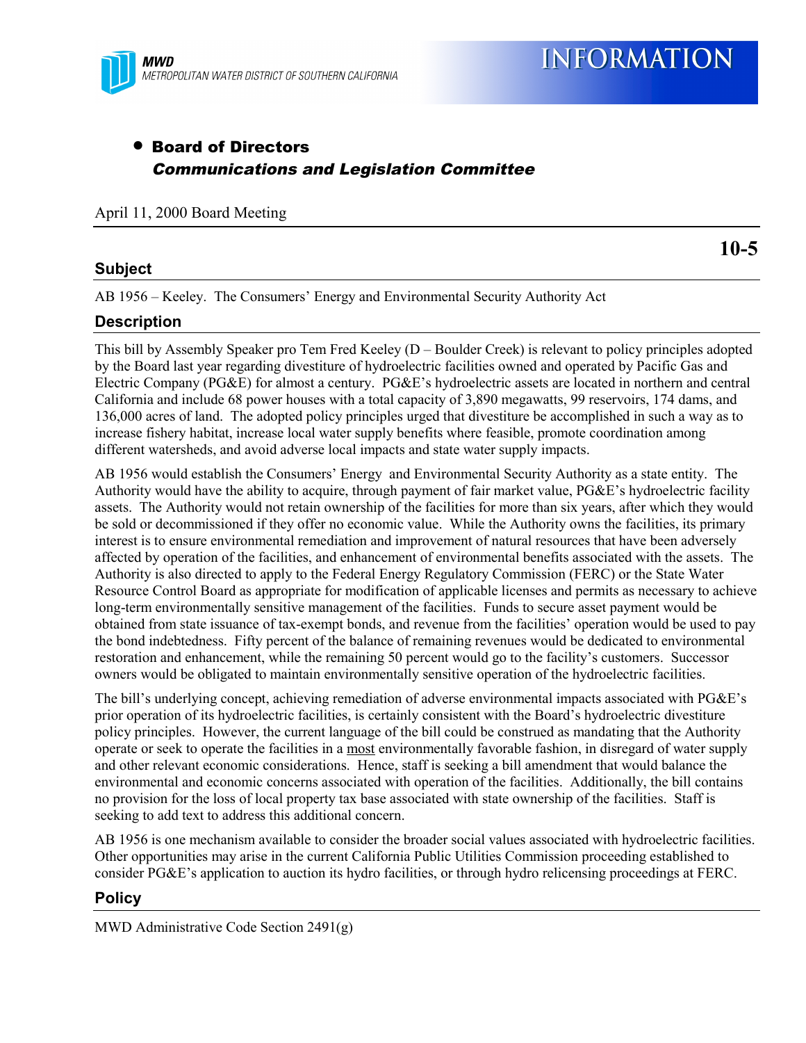MWD
METROPOLITAN WATER DISTRICT OF SOUTHERN CALIFORNIA

# INFORMATION

- **Board of Directors**
  ***Communications and Legislation Committee***

April 11, 2000 Board Meeting

**10-5**

## Subject

AB 1956 – Keeley. The Consumers' Energy and Environmental Security Authority Act

## Description

This bill by Assembly Speaker pro Tem Fred Keeley (D – Boulder Creek) is relevant to policy principles adopted by the Board last year regarding divestiture of hydroelectric facilities owned and operated by Pacific Gas and Electric Company (PG&E) for almost a century. PG&E's hydroelectric assets are located in northern and central California and include 68 power houses with a total capacity of 3,890 megawatts, 99 reservoirs, 174 dams, and 136,000 acres of land. The adopted policy principles urged that divestiture be accomplished in such a way as to increase fishery habitat, increase local water supply benefits where feasible, promote coordination among different watersheds, and avoid adverse local impacts and state water supply impacts.

AB 1956 would establish the Consumers' Energy and Environmental Security Authority as a state entity. The Authority would have the ability to acquire, through payment of fair market value, PG&E's hydroelectric facility assets. The Authority would not retain ownership of the facilities for more than six years, after which they would be sold or decommissioned if they offer no economic value. While the Authority owns the facilities, its primary interest is to ensure environmental remediation and improvement of natural resources that have been adversely affected by operation of the facilities, and enhancement of environmental benefits associated with the assets. The Authority is also directed to apply to the Federal Energy Regulatory Commission (FERC) or the State Water Resource Control Board as appropriate for modification of applicable licenses and permits as necessary to achieve long-term environmentally sensitive management of the facilities. Funds to secure asset payment would be obtained from state issuance of tax-exempt bonds, and revenue from the facilities' operation would be used to pay the bond indebtedness. Fifty percent of the balance of remaining revenues would be dedicated to environmental restoration and enhancement, while the remaining 50 percent would go to the facility's customers. Successor owners would be obligated to maintain environmentally sensitive operation of the hydroelectric facilities.

The bill's underlying concept, achieving remediation of adverse environmental impacts associated with PG&E's prior operation of its hydroelectric facilities, is certainly consistent with the Board's hydroelectric divestiture policy principles. However, the current language of the bill could be construed as mandating that the Authority operate or seek to operate the facilities in a <u>most</u> environmentally favorable fashion, in disregard of water supply and other relevant economic considerations. Hence, staff is seeking a bill amendment that would balance the environmental and economic concerns associated with operation of the facilities. Additionally, the bill contains no provision for the loss of local property tax base associated with state ownership of the facilities. Staff is seeking to add text to address this additional concern.

AB 1956 is one mechanism available to consider the broader social values associated with hydroelectric facilities. Other opportunities may arise in the current California Public Utilities Commission proceeding established to consider PG&E's application to auction its hydro facilities, or through hydro relicensing proceedings at FERC.

## Policy

MWD Administrative Code Section 2491(g)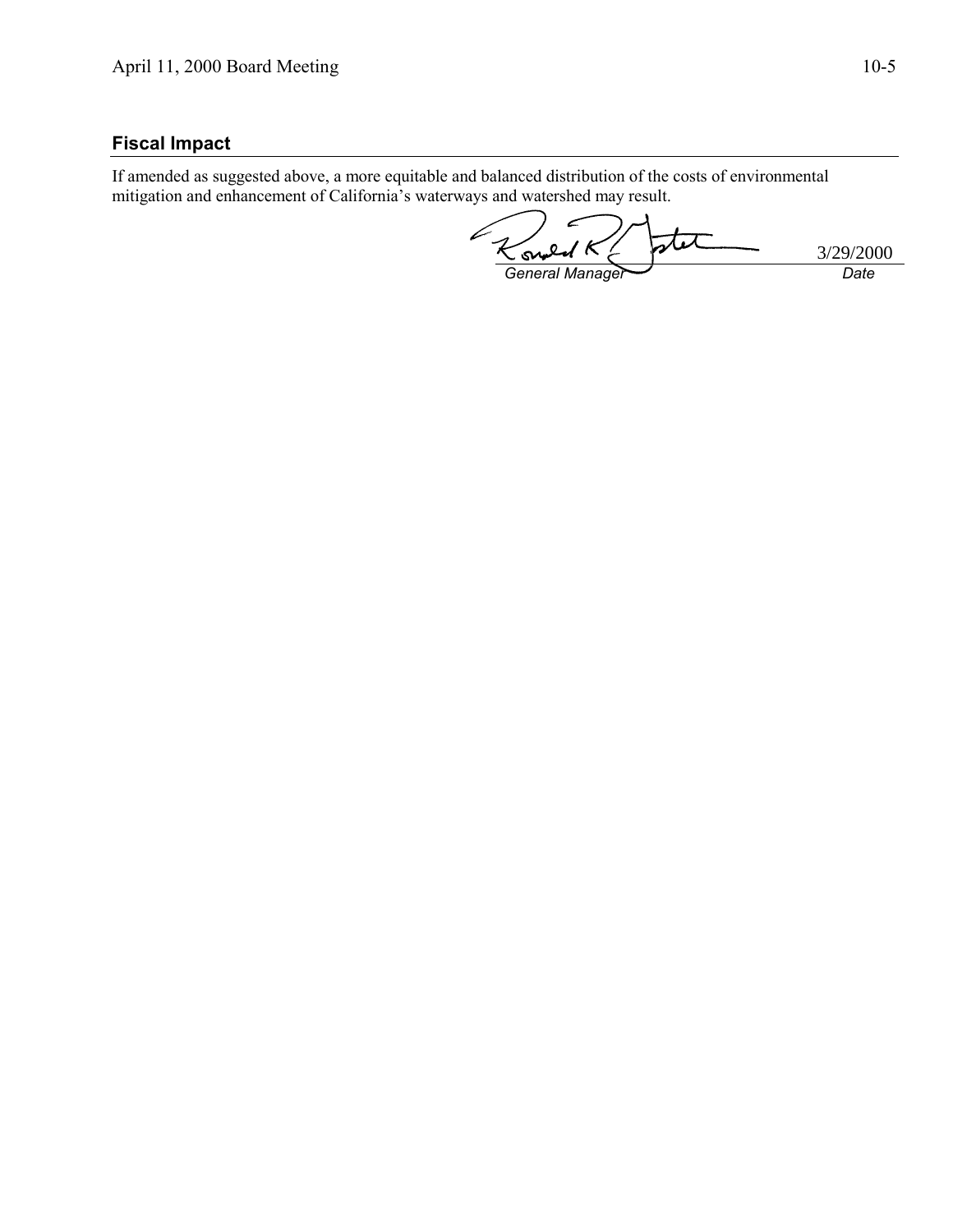## Fiscal Impact

If amended as suggested above, a more equitable and balanced distribution of the costs of environmental mitigation and enhancement of California's waterways and watershed may result.

| | |
|---|---|
| *General Manager* | 3/29/2000 *Date* |